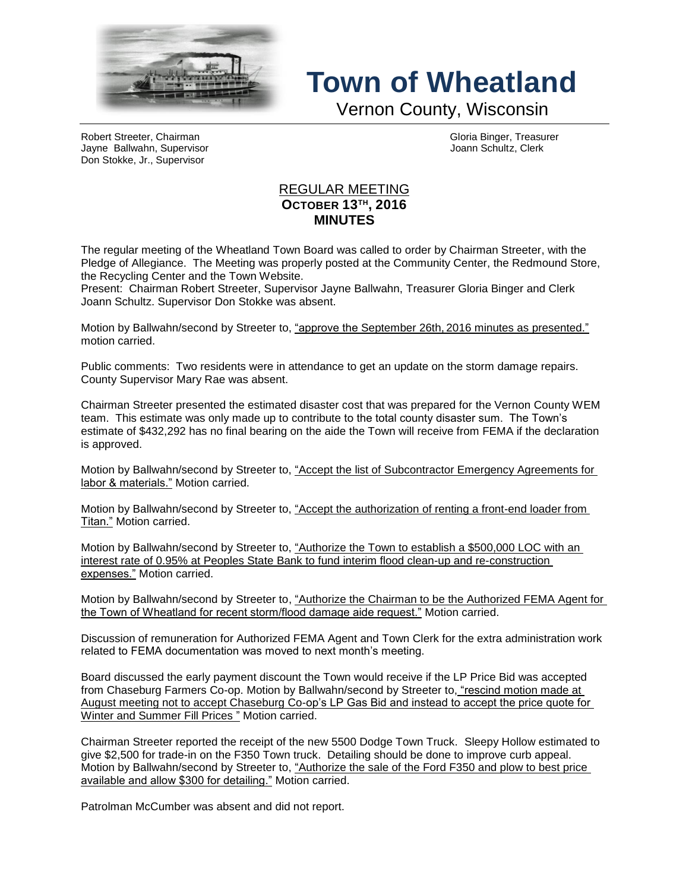# Town of Wheatland

Vernon County, Wisconsin

Robert Streeter, Chairman
Jayne Ballwahn, Supervisor
Don Stokke, Jr., Supervisor

Gloria Binger, Treasurer
Joann Schultz, Clerk

## REGULAR MEETING
## OCTOBER 13TH, 2016
## MINUTES

The regular meeting of the Wheatland Town Board was called to order by Chairman Streeter, with the Pledge of Allegiance. The Meeting was properly posted at the Community Center, the Redmound Store, the Recycling Center and the Town Website.
Present: Chairman Robert Streeter, Supervisor Jayne Ballwahn, Treasurer Gloria Binger and Clerk Joann Schultz. Supervisor Don Stokke was absent.

Motion by Ballwahn/second by Streeter to, "approve the September 26th, 2016 minutes as presented." motion carried.

Public comments: Two residents were in attendance to get an update on the storm damage repairs. County Supervisor Mary Rae was absent.

Chairman Streeter presented the estimated disaster cost that was prepared for the Vernon County WEM team. This estimate was only made up to contribute to the total county disaster sum. The Town's estimate of $432,292 has no final bearing on the aide the Town will receive from FEMA if the declaration is approved.

Motion by Ballwahn/second by Streeter to, "Accept the list of Subcontractor Emergency Agreements for labor & materials." Motion carried.

Motion by Ballwahn/second by Streeter to, "Accept the authorization of renting a front-end loader from Titan." Motion carried.

Motion by Ballwahn/second by Streeter to, "Authorize the Town to establish a $500,000 LOC with an interest rate of 0.95% at Peoples State Bank to fund interim flood clean-up and re-construction expenses." Motion carried.

Motion by Ballwahn/second by Streeter to, "Authorize the Chairman to be the Authorized FEMA Agent for the Town of Wheatland for recent storm/flood damage aide request." Motion carried.

Discussion of remuneration for Authorized FEMA Agent and Town Clerk for the extra administration work related to FEMA documentation was moved to next month's meeting.

Board discussed the early payment discount the Town would receive if the LP Price Bid was accepted from Chaseburg Farmers Co-op. Motion by Ballwahn/second by Streeter to, "rescind motion made at August meeting not to accept Chaseburg Co-op's LP Gas Bid and instead to accept the price quote for Winter and Summer Fill Prices " Motion carried.

Chairman Streeter reported the receipt of the new 5500 Dodge Town Truck. Sleepy Hollow estimated to give $2,500 for trade-in on the F350 Town truck. Detailing should be done to improve curb appeal. Motion by Ballwahn/second by Streeter to, "Authorize the sale of the Ford F350 and plow to best price available and allow $300 for detailing." Motion carried.

Patrolman McCumber was absent and did not report.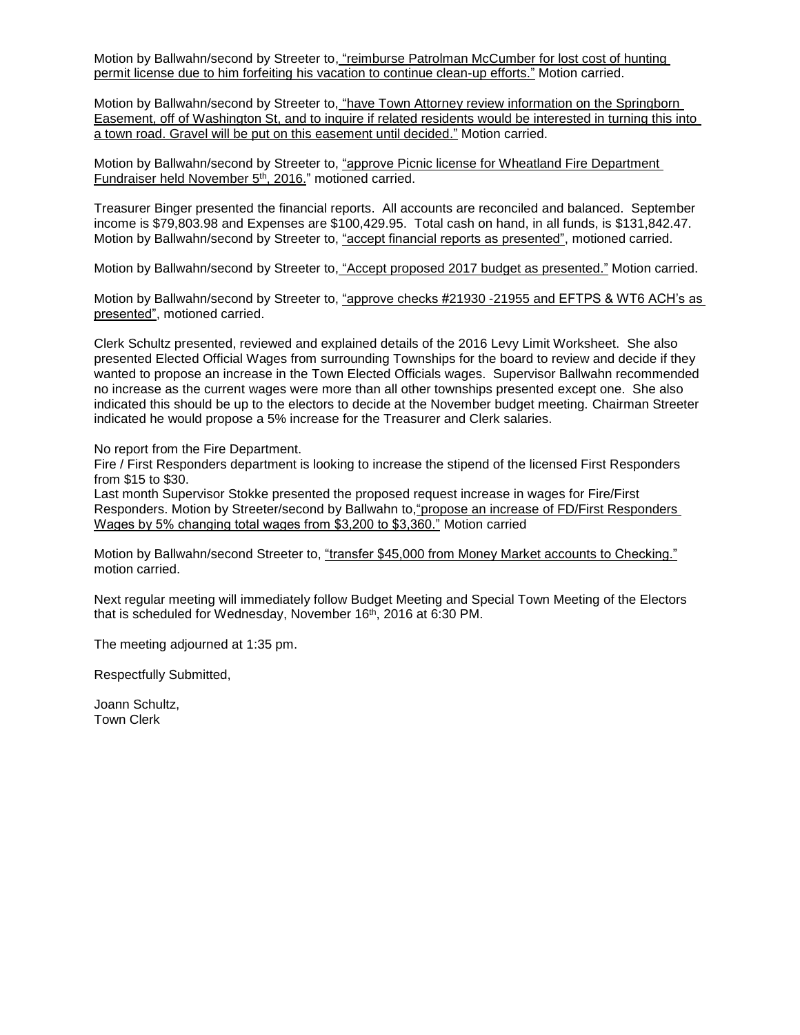Motion by Ballwahn/second by Streeter to, "reimburse Patrolman McCumber for lost cost of hunting permit license due to him forfeiting his vacation to continue clean-up efforts." Motion carried.

Motion by Ballwahn/second by Streeter to, "have Town Attorney review information on the Springborn Easement, off of Washington St, and to inquire if related residents would be interested in turning this into a town road. Gravel will be put on this easement until decided." Motion carried.

Motion by Ballwahn/second by Streeter to, "approve Picnic license for Wheatland Fire Department Fundraiser held November 5th, 2016." motioned carried.

Treasurer Binger presented the financial reports. All accounts are reconciled and balanced. September income is $79,803.98 and Expenses are $100,429.95. Total cash on hand, in all funds, is $131,842.47. Motion by Ballwahn/second by Streeter to, "accept financial reports as presented", motioned carried.

Motion by Ballwahn/second by Streeter to, "Accept proposed 2017 budget as presented." Motion carried.

Motion by Ballwahn/second by Streeter to, "approve checks #21930 -21955 and EFTPS & WT6 ACH's as presented", motioned carried.

Clerk Schultz presented, reviewed and explained details of the 2016 Levy Limit Worksheet. She also presented Elected Official Wages from surrounding Townships for the board to review and decide if they wanted to propose an increase in the Town Elected Officials wages. Supervisor Ballwahn recommended no increase as the current wages were more than all other townships presented except one. She also indicated this should be up to the electors to decide at the November budget meeting. Chairman Streeter indicated he would propose a 5% increase for the Treasurer and Clerk salaries.

No report from the Fire Department.
Fire / First Responders department is looking to increase the stipend of the licensed First Responders from $15 to $30.
Last month Supervisor Stokke presented the proposed request increase in wages for Fire/First Responders. Motion by Streeter/second by Ballwahn to,"propose an increase of FD/First Responders Wages by 5% changing total wages from $3,200 to $3,360." Motion carried

Motion by Ballwahn/second Streeter to, "transfer $45,000 from Money Market accounts to Checking." motion carried.

Next regular meeting will immediately follow Budget Meeting and Special Town Meeting of the Electors that is scheduled for Wednesday, November 16th, 2016 at 6:30 PM.

The meeting adjourned at 1:35 pm.

Respectfully Submitted,

Joann Schultz,
Town Clerk